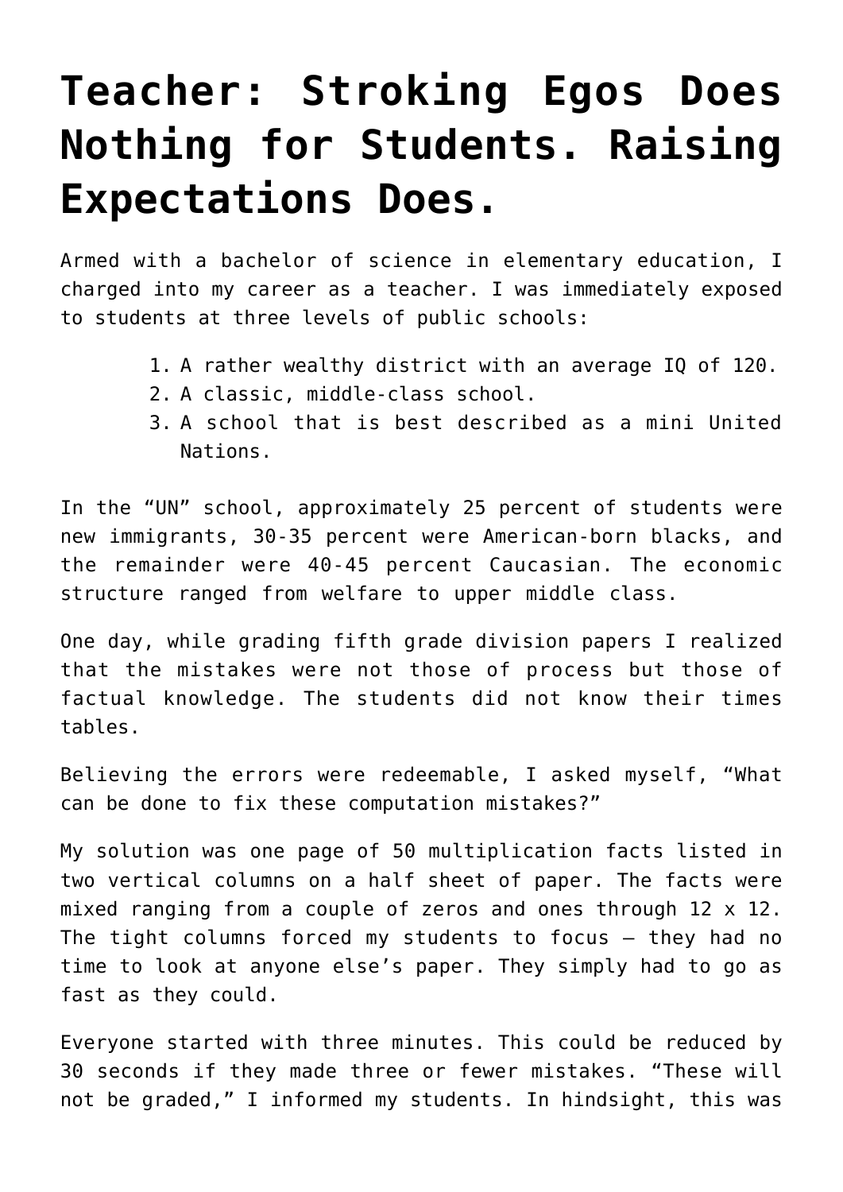# Teacher: Stroking Egos Does Nothing for Students. Raising Expectations Does.

Armed with a bachelor of science in elementary education, I charged into my career as a teacher. I was immediately exposed to students at three levels of public schools:

1. A rather wealthy district with an average IQ of 120.
2. A classic, middle-class school.
3. A school that is best described as a mini United Nations.

In the "UN" school, approximately 25 percent of students were new immigrants, 30-35 percent were American-born blacks, and the remainder were 40-45 percent Caucasian. The economic structure ranged from welfare to upper middle class.

One day, while grading fifth grade division papers I realized that the mistakes were not those of process but those of factual knowledge. The students did not know their times tables.

Believing the errors were redeemable, I asked myself, "What can be done to fix these computation mistakes?"

My solution was one page of 50 multiplication facts listed in two vertical columns on a half sheet of paper. The facts were mixed ranging from a couple of zeros and ones through 12 x 12. The tight columns forced my students to focus – they had no time to look at anyone else's paper. They simply had to go as fast as they could.

Everyone started with three minutes. This could be reduced by 30 seconds if they made three or fewer mistakes. "These will not be graded," I informed my students. In hindsight, this was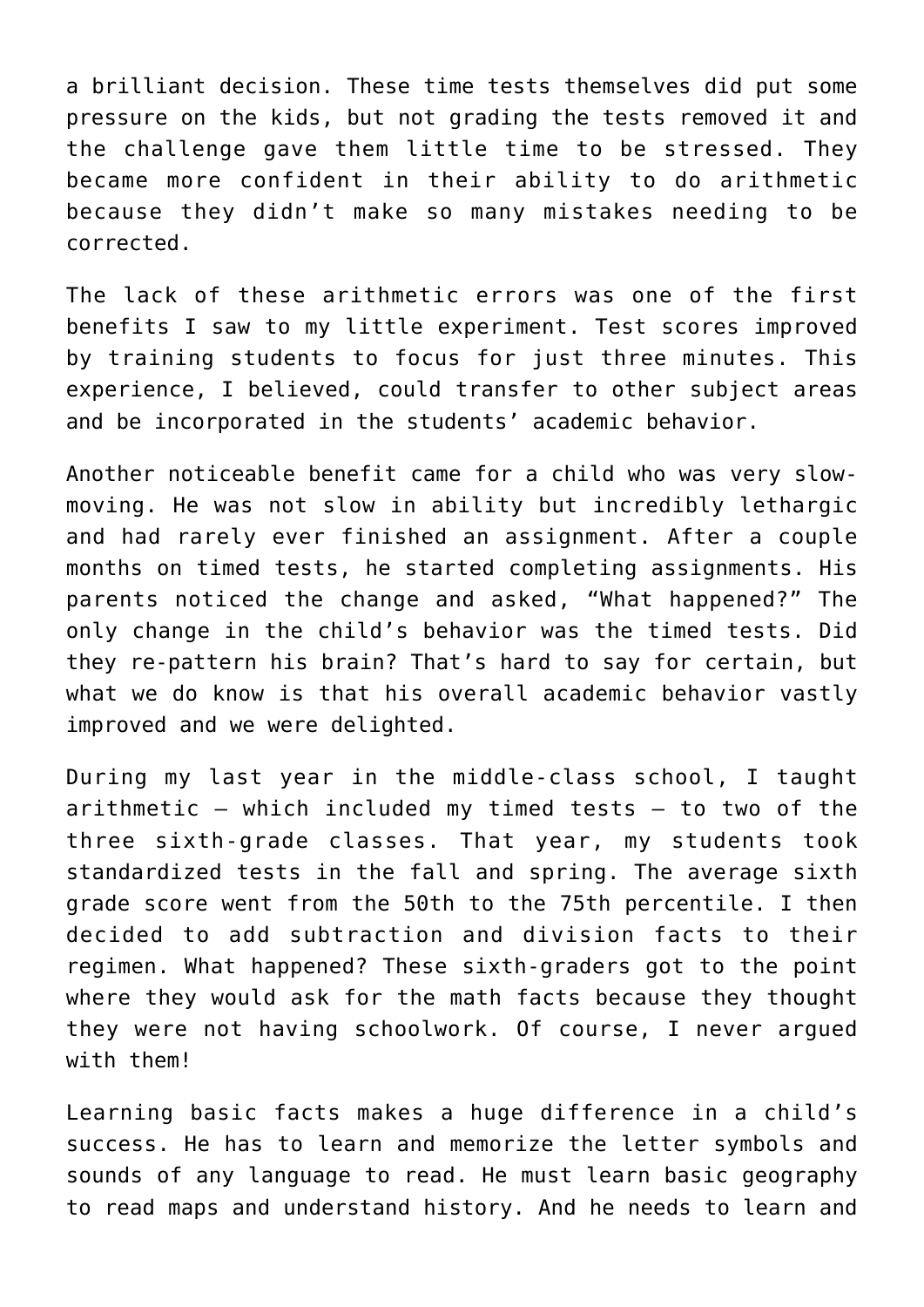a brilliant decision. These time tests themselves did put some pressure on the kids, but not grading the tests removed it and the challenge gave them little time to be stressed. They became more confident in their ability to do arithmetic because they didn't make so many mistakes needing to be corrected.

The lack of these arithmetic errors was one of the first benefits I saw to my little experiment. Test scores improved by training students to focus for just three minutes. This experience, I believed, could transfer to other subject areas and be incorporated in the students' academic behavior.

Another noticeable benefit came for a child who was very slow-moving. He was not slow in ability but incredibly lethargic and had rarely ever finished an assignment. After a couple months on timed tests, he started completing assignments. His parents noticed the change and asked, "What happened?" The only change in the child's behavior was the timed tests. Did they re-pattern his brain? That's hard to say for certain, but what we do know is that his overall academic behavior vastly improved and we were delighted.

During my last year in the middle-class school, I taught arithmetic – which included my timed tests – to two of the three sixth-grade classes. That year, my students took standardized tests in the fall and spring. The average sixth grade score went from the 50th to the 75th percentile. I then decided to add subtraction and division facts to their regimen. What happened? These sixth-graders got to the point where they would ask for the math facts because they thought they were not having schoolwork. Of course, I never argued with them!

Learning basic facts makes a huge difference in a child's success. He has to learn and memorize the letter symbols and sounds of any language to read. He must learn basic geography to read maps and understand history. And he needs to learn and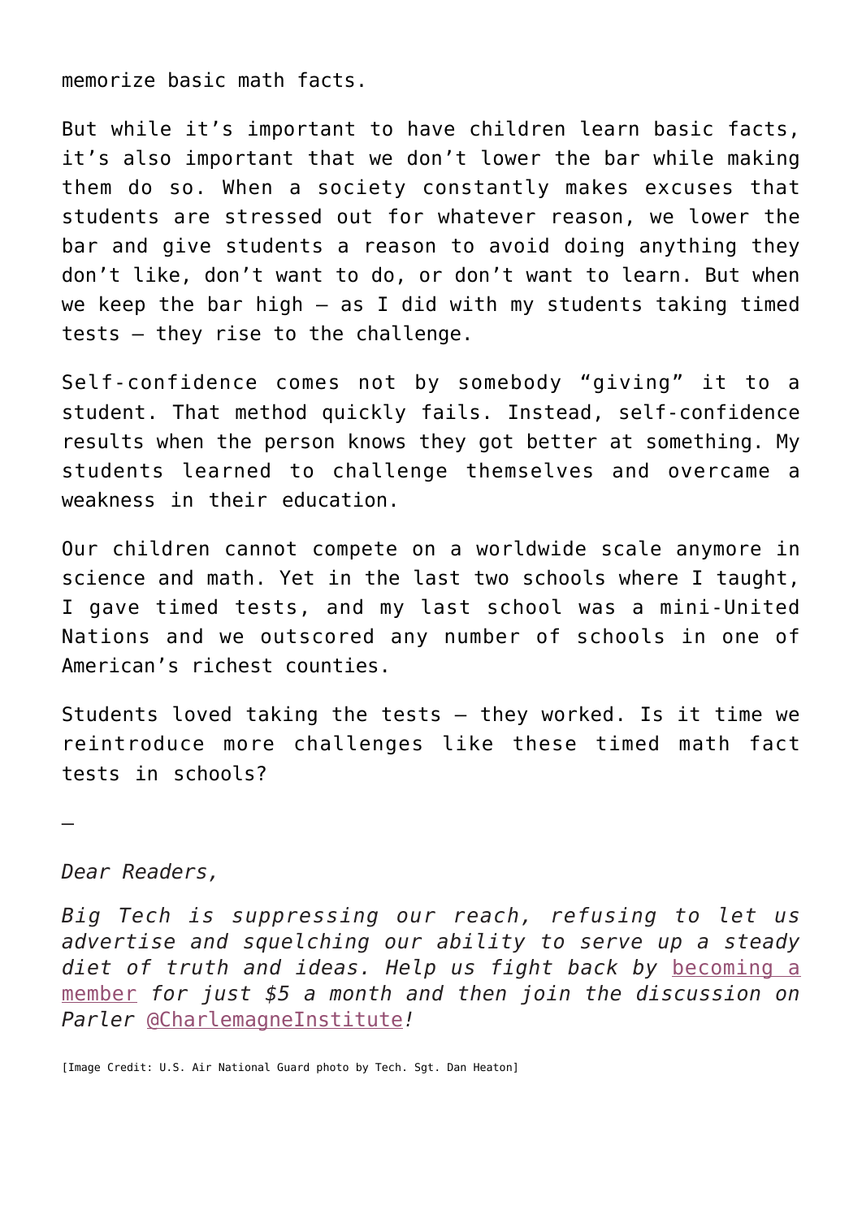memorize basic math facts.

But while it's important to have children learn basic facts, it's also important that we don't lower the bar while making them do so. When a society constantly makes excuses that students are stressed out for whatever reason, we lower the bar and give students a reason to avoid doing anything they don't like, don't want to do, or don't want to learn. But when we keep the bar high – as I did with my students taking timed tests – they rise to the challenge.

Self-confidence comes not by somebody "giving" it to a student. That method quickly fails. Instead, self-confidence results when the person knows they got better at something. My students learned to challenge themselves and overcame a weakness in their education.

Our children cannot compete on a worldwide scale anymore in science and math. Yet in the last two schools where I taught, I gave timed tests, and my last school was a mini-United Nations and we outscored any number of schools in one of American's richest counties.

Students loved taking the tests – they worked. Is it time we reintroduce more challenges like these timed math fact tests in schools?

—

*Dear Readers,*

*Big Tech is suppressing our reach, refusing to let us advertise and squelching our ability to serve up a steady diet of truth and ideas. Help us fight back by* becoming a member *for just $5 a month and then join the discussion on Parler* @CharlemagneInstitute*!*

[Image Credit: U.S. Air National Guard photo by Tech. Sgt. Dan Heaton]